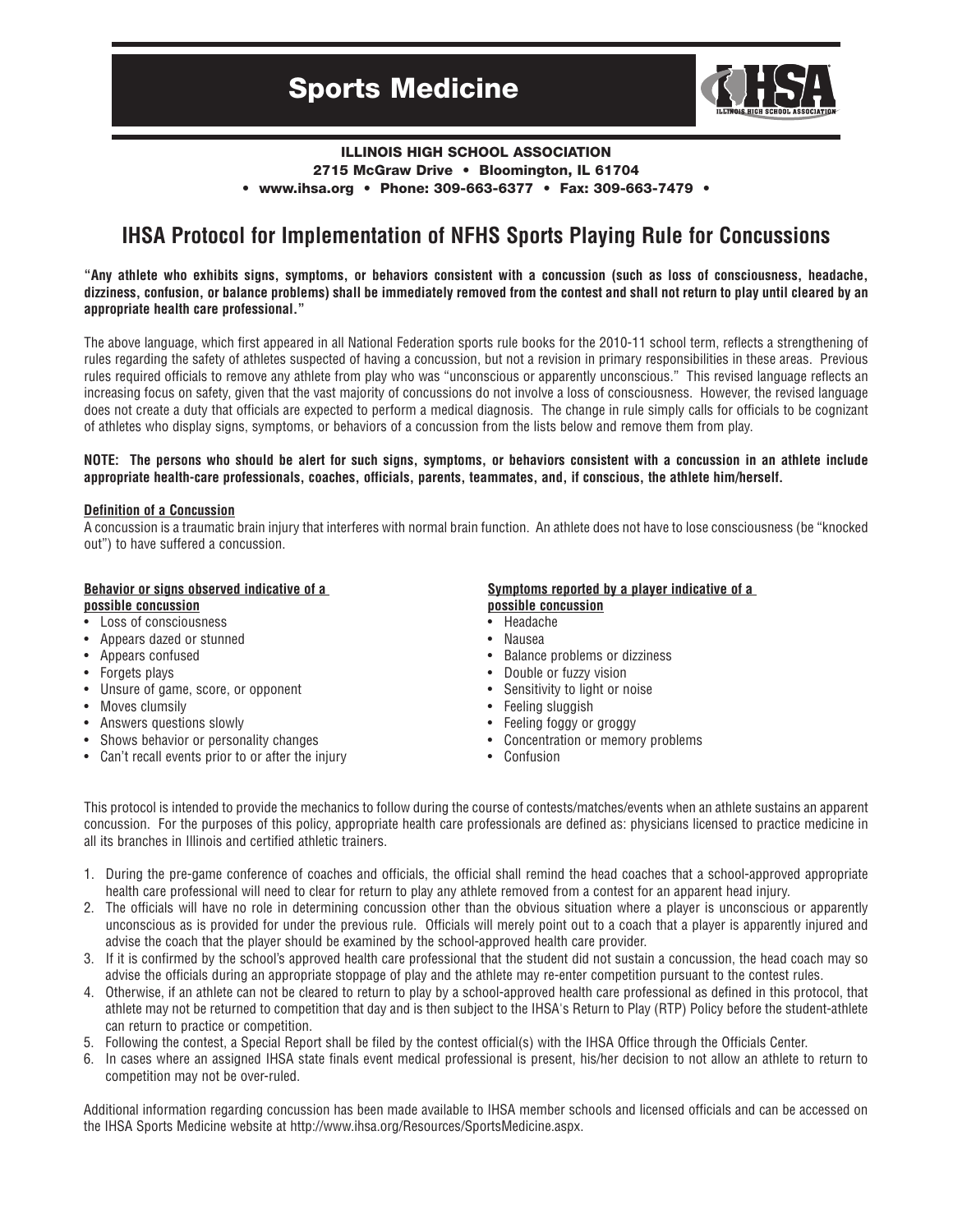# Sports Medicine

**ILLINOIS HIGH SCHOOL ASSOCIATION**
**2715 McGraw Drive • Bloomington, IL 61704**
**• www.ihsa.org • Phone: 309-663-6377 • Fax: 309-663-7479 •**

## IHSA Protocol for Implementation of NFHS Sports Playing Rule for Concussions

**"Any athlete who exhibits signs, symptoms, or behaviors consistent with a concussion (such as loss of consciousness, headache, dizziness, confusion, or balance problems) shall be immediately removed from the contest and shall not return to play until cleared by an appropriate health care professional."**

The above language, which first appeared in all National Federation sports rule books for the 2010-11 school term, reflects a strengthening of rules regarding the safety of athletes suspected of having a concussion, but not a revision in primary responsibilities in these areas. Previous rules required officials to remove any athlete from play who was "unconscious or apparently unconscious." This revised language reflects an increasing focus on safety, given that the vast majority of concussions do not involve a loss of consciousness. However, the revised language does not create a duty that officials are expected to perform a medical diagnosis. The change in rule simply calls for officials to be cognizant of athletes who display signs, symptoms, or behaviors of a concussion from the lists below and remove them from play.

**NOTE: The persons who should be alert for such signs, symptoms, or behaviors consistent with a concussion in an athlete include appropriate health-care professionals, coaches, officials, parents, teammates, and, if conscious, the athlete him/herself.**

**Definition of a Concussion**

A concussion is a traumatic brain injury that interferes with normal brain function. An athlete does not have to lose consciousness (be "knocked out") to have suffered a concussion.

**Behavior or signs observed indicative of a possible concussion**

- Loss of consciousness
- Appears dazed or stunned
- Appears confused
- Forgets plays
- Unsure of game, score, or opponent
- Moves clumsily
- Answers questions slowly
- Shows behavior or personality changes
- Can't recall events prior to or after the injury

**Symptoms reported by a player indicative of a possible concussion**

- Headache
- Nausea
- Balance problems or dizziness
- Double or fuzzy vision
- Sensitivity to light or noise
- Feeling sluggish
- Feeling foggy or groggy
- Concentration or memory problems
- Confusion

This protocol is intended to provide the mechanics to follow during the course of contests/matches/events when an athlete sustains an apparent concussion. For the purposes of this policy, appropriate health care professionals are defined as: physicians licensed to practice medicine in all its branches in Illinois and certified athletic trainers.

1. During the pre-game conference of coaches and officials, the official shall remind the head coaches that a school-approved appropriate health care professional will need to clear for return to play any athlete removed from a contest for an apparent head injury.
2. The officials will have no role in determining concussion other than the obvious situation where a player is unconscious or apparently unconscious as is provided for under the previous rule. Officials will merely point out to a coach that a player is apparently injured and advise the coach that the player should be examined by the school-approved health care provider.
3. If it is confirmed by the school's approved health care professional that the student did not sustain a concussion, the head coach may so advise the officials during an appropriate stoppage of play and the athlete may re-enter competition pursuant to the contest rules.
4. Otherwise, if an athlete can not be cleared to return to play by a school-approved health care professional as defined in this protocol, that athlete may not be returned to competition that day and is then subject to the IHSA's Return to Play (RTP) Policy before the student-athlete can return to practice or competition.
5. Following the contest, a Special Report shall be filed by the contest official(s) with the IHSA Office through the Officials Center.
6. In cases where an assigned IHSA state finals event medical professional is present, his/her decision to not allow an athlete to return to competition may not be over-ruled.

Additional information regarding concussion has been made available to IHSA member schools and licensed officials and can be accessed on the IHSA Sports Medicine website at http://www.ihsa.org/Resources/SportsMedicine.aspx.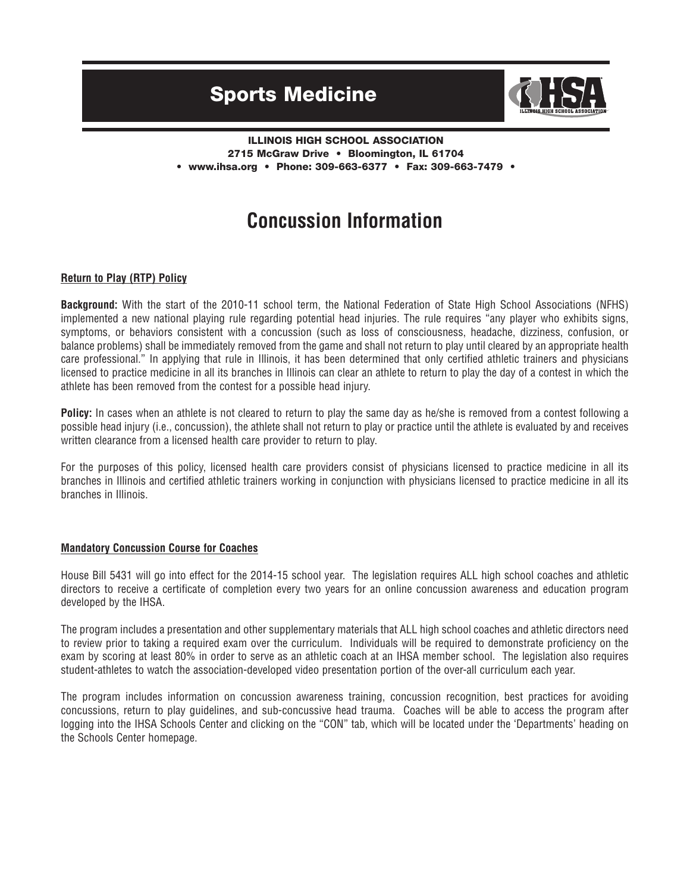# Sports Medicine

**ILLINOIS HIGH SCHOOL ASSOCIATION**
**2715 McGraw Drive • Bloomington, IL 61704**
**• www.ihsa.org • Phone: 309-663-6377 • Fax: 309-663-7479 •**

# Concussion Information

## Return to Play (RTP) Policy

**Background:** With the start of the 2010-11 school term, the National Federation of State High School Associations (NFHS) implemented a new national playing rule regarding potential head injuries. The rule requires "any player who exhibits signs, symptoms, or behaviors consistent with a concussion (such as loss of consciousness, headache, dizziness, confusion, or balance problems) shall be immediately removed from the game and shall not return to play until cleared by an appropriate health care professional." In applying that rule in Illinois, it has been determined that only certified athletic trainers and physicians licensed to practice medicine in all its branches in Illinois can clear an athlete to return to play the day of a contest in which the athlete has been removed from the contest for a possible head injury.

**Policy:** In cases when an athlete is not cleared to return to play the same day as he/she is removed from a contest following a possible head injury (i.e., concussion), the athlete shall not return to play or practice until the athlete is evaluated by and receives written clearance from a licensed health care provider to return to play.

For the purposes of this policy, licensed health care providers consist of physicians licensed to practice medicine in all its branches in Illinois and certified athletic trainers working in conjunction with physicians licensed to practice medicine in all its branches in Illinois.

## Mandatory Concussion Course for Coaches

House Bill 5431 will go into effect for the 2014-15 school year. The legislation requires ALL high school coaches and athletic directors to receive a certificate of completion every two years for an online concussion awareness and education program developed by the IHSA.

The program includes a presentation and other supplementary materials that ALL high school coaches and athletic directors need to review prior to taking a required exam over the curriculum. Individuals will be required to demonstrate proficiency on the exam by scoring at least 80% in order to serve as an athletic coach at an IHSA member school. The legislation also requires student-athletes to watch the association-developed video presentation portion of the over-all curriculum each year.

The program includes information on concussion awareness training, concussion recognition, best practices for avoiding concussions, return to play guidelines, and sub-concussive head trauma. Coaches will be able to access the program after logging into the IHSA Schools Center and clicking on the "CON" tab, which will be located under the 'Departments' heading on the Schools Center homepage.